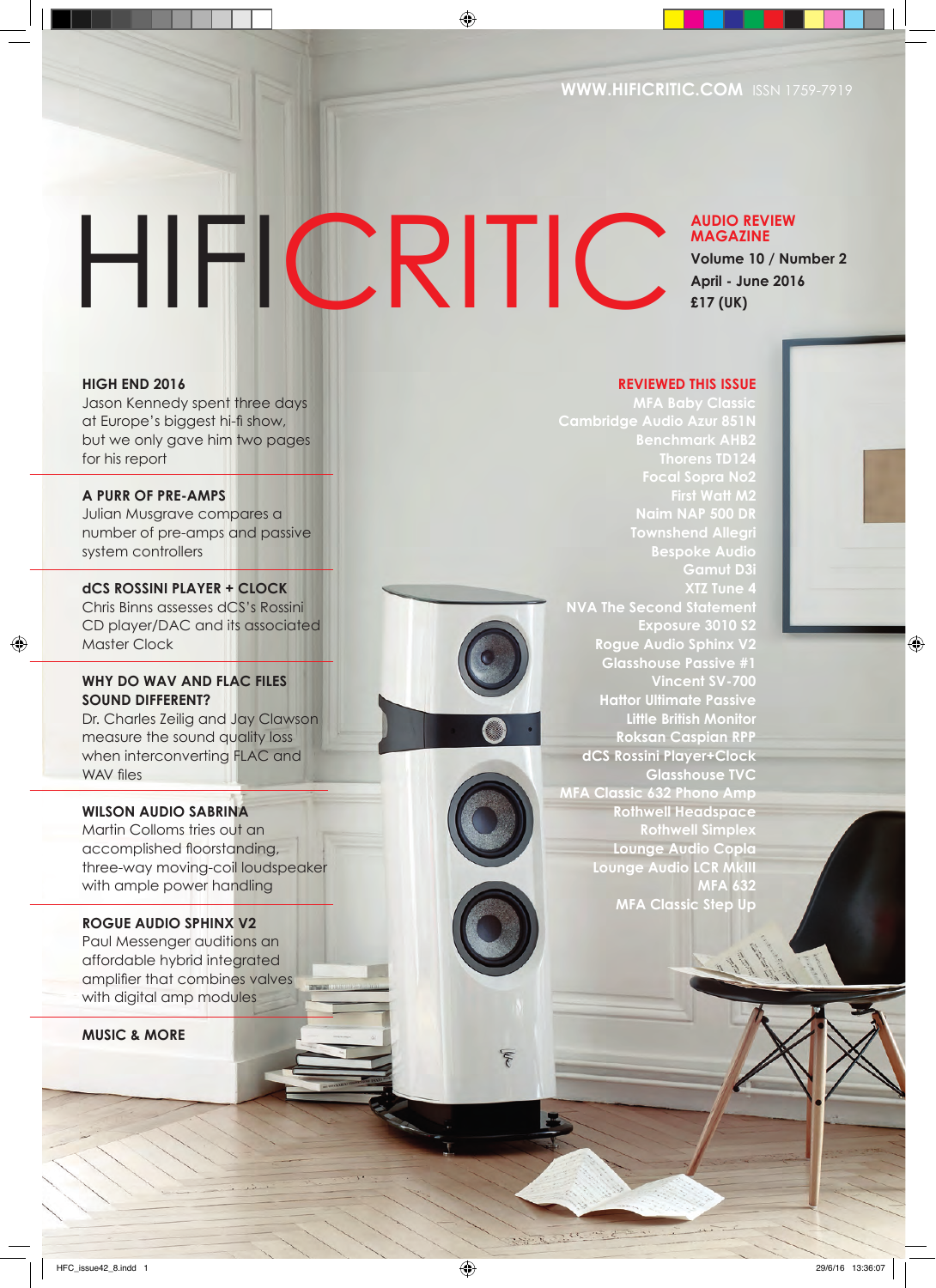WWW.HIFICRITIC.COM ISSN 1759-7919

# HIFICRITIC

**AUDIO REVIEW MAGAZINE**

**Volume 10 / Number 2**

**April - June 2016**

**£17 (UK)**

**HIGH END 2016**
Jason Kennedy spent three days at Europe's biggest hi-fi show, but we only gave him two pages for his report

**A PURR OF PRE-AMPS**
Julian Musgrave compares a number of pre-amps and passive system controllers

**dCS ROSSINI PLAYER + CLOCK**
Chris Binns assesses dCS's Rossini CD player/DAC and its associated Master Clock

**WHY DO WAV AND FLAC FILES SOUND DIFFERENT?**
Dr. Charles Zeilig and Jay Clawson measure the sound quality loss when interconverting FLAC and WAV files

**WILSON AUDIO SABRINA**
Martin Colloms tries out an accomplished floorstanding, three-way moving-coil loudspeaker with ample power handling

**ROGUE AUDIO SPHINX V2**
Paul Messenger auditions an affordable hybrid integrated amplifier that combines valves with digital amp modules

**MUSIC & MORE**

**REVIEWED THIS ISSUE**

- MFA Baby Classic
- Cambridge Audio Azur 851N
- Benchmark AHB2
- Thorens TD124
- Focal Sopra No2
- First Watt M2
- Naim NAP 500 DR
- Townshend Allegri
- Bespoke Audio
- Gamut D3i
- XTZ Tune 4
- NVA The Second Statement
- Exposure 3010 S2
- Rogue Audio Sphinx V2
- Glasshouse Passive #1
- Vincent SV-700
- Hattor Ultimate Passive
- Little British Monitor
- Roksan Caspian RPP
- dCS Rossini Player+Clock
- Glasshouse TVC
- MFA Classic 632 Phono Amp
- Rothwell Headspace
- Rothwell Simplex
- Lounge Audio Copla
- Lounge Audio LCR MkIII
- MFA 632
- MFA Classic Step Up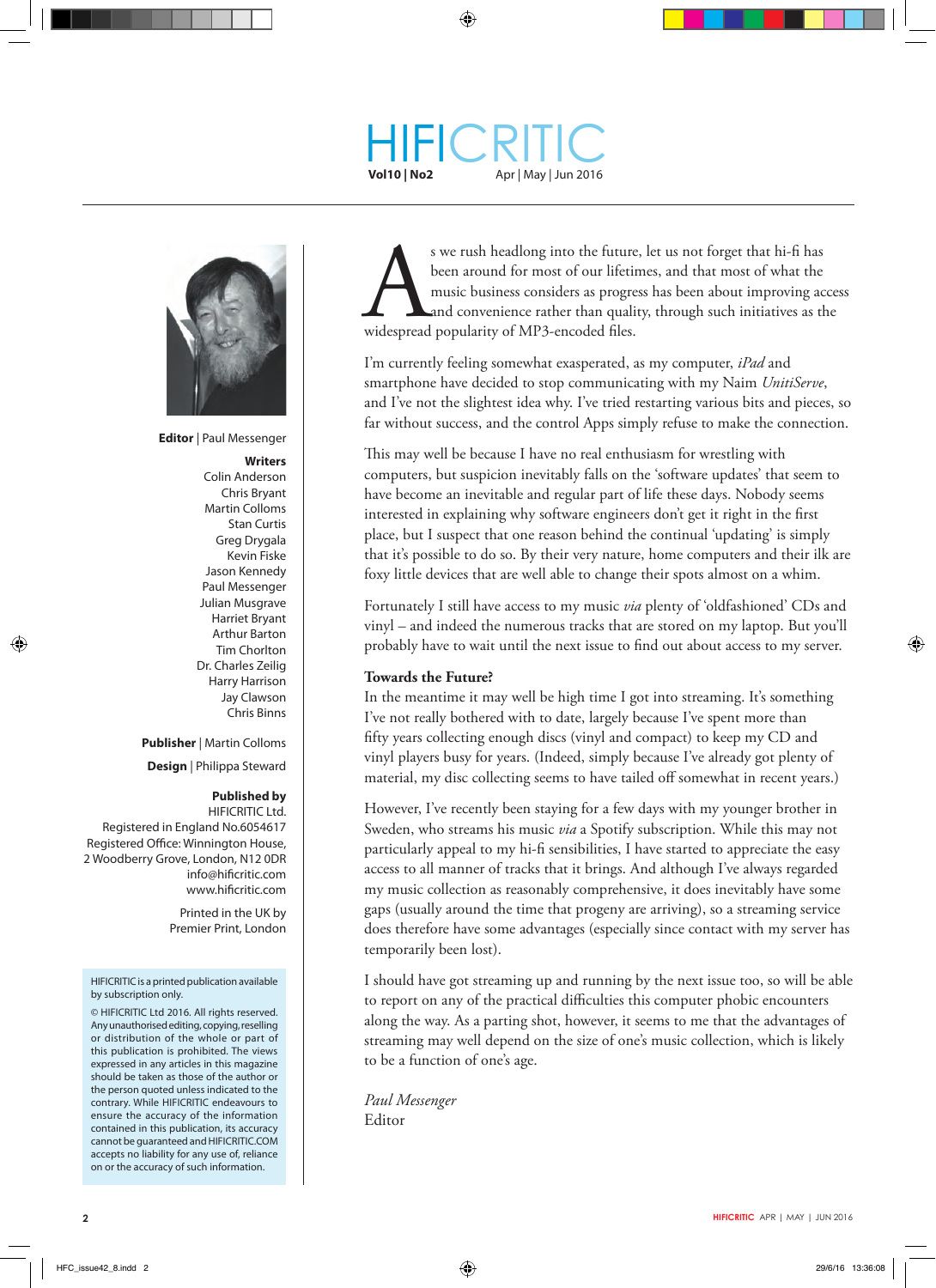# HIFICRITIC

**Vol10 | No2** Apr | May | Jun 2016

**Editor** | Paul Messenger

**Writers**
Colin Anderson
Chris Bryant
Martin Colloms
Stan Curtis
Greg Drygala
Kevin Fiske
Jason Kennedy
Paul Messenger
Julian Musgrave
Harriet Bryant
Arthur Barton
Tim Chorlton
Dr. Charles Zeilig
Harry Harrison
Jay Clawson
Chris Binns

**Publisher** | Martin Colloms

**Design** | Philippa Steward

**Published by**
HIFICRITIC Ltd.
Registered in England No.6054617
Registered Office: Winnington House,
2 Woodberry Grove, London, N12 0DR
info@hificritic.com
www.hificritic.com

Printed in the UK by
Premier Print, London

HIFICRITIC is a printed publication available by subscription only.

© HIFICRITIC Ltd 2016. All rights reserved. Any unauthorised editing, copying, reselling or distribution of the whole or part of this publication is prohibited. The views expressed in any articles in this magazine should be taken as those of the author or the person quoted unless indicated to the contrary. While HIFICRITIC endeavours to ensure the accuracy of the information contained in this publication, its accuracy cannot be guaranteed and HIFICRITIC.COM accepts no liability for any use of, reliance on or the accuracy of such information.

As we rush headlong into the future, let us not forget that hi-fi has been around for most of our lifetimes, and that most of what the music business considers as progress has been about improving access and convenience rather than quality, through such initiatives as the widespread popularity of MP3-encoded files.

I'm currently feeling somewhat exasperated, as my computer, *iPad* and smartphone have decided to stop communicating with my Naim *UnitiServe*, and I've not the slightest idea why. I've tried restarting various bits and pieces, so far without success, and the control Apps simply refuse to make the connection.

This may well be because I have no real enthusiasm for wrestling with computers, but suspicion inevitably falls on the 'software updates' that seem to have become an inevitable and regular part of life these days. Nobody seems interested in explaining why software engineers don't get it right in the first place, but I suspect that one reason behind the continual 'updating' is simply that it's possible to do so. By their very nature, home computers and their ilk are foxy little devices that are well able to change their spots almost on a whim.

Fortunately I still have access to my music *via* plenty of 'oldfashioned' CDs and vinyl – and indeed the numerous tracks that are stored on my laptop. But you'll probably have to wait until the next issue to find out about access to my server.

**Towards the Future?**

In the meantime it may well be high time I got into streaming. It's something I've not really bothered with to date, largely because I've spent more than fifty years collecting enough discs (vinyl and compact) to keep my CD and vinyl players busy for years. (Indeed, simply because I've already got plenty of material, my disc collecting seems to have tailed off somewhat in recent years.)

However, I've recently been staying for a few days with my younger brother in Sweden, who streams his music *via* a Spotify subscription. While this may not particularly appeal to my hi-fi sensibilities, I have started to appreciate the easy access to all manner of tracks that it brings. And although I've always regarded my music collection as reasonably comprehensive, it does inevitably have some gaps (usually around the time that progeny are arriving), so a streaming service does therefore have some advantages (especially since contact with my server has temporarily been lost).

I should have got streaming up and running by the next issue too, so will be able to report on any of the practical difficulties this computer phobic encounters along the way. As a parting shot, however, it seems to me that the advantages of streaming may well depend on the size of one's music collection, which is likely to be a function of one's age.

*Paul Messenger*
Editor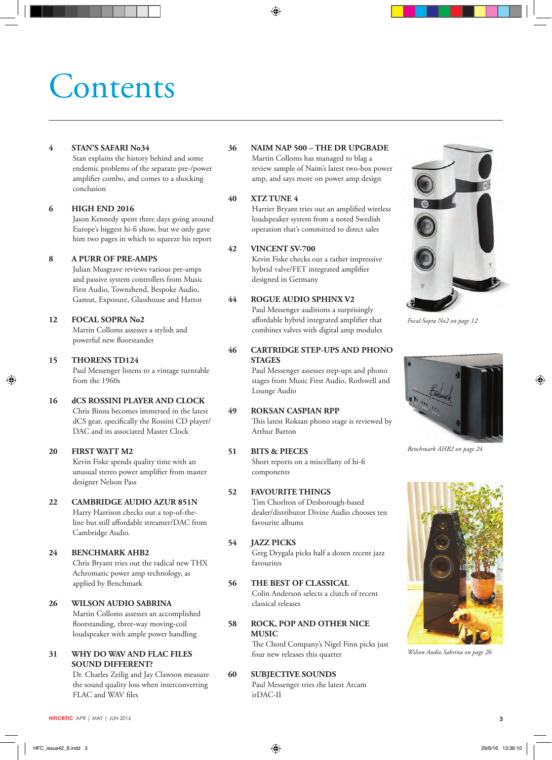# Contents

**4 STAN'S SAFARI No34**
Stan explains the history behind and some endemic problems of the separate pre-/power amplifier combo, and comes to a shocking conclusion

**6 HIGH END 2016**
Jason Kennedy spent three days going around Europe's biggest hi-fi show, but we only gave him two pages in which to squeeze his report

**8 A PURR OF PRE-AMPS**
Julian Musgrave reviews various pre-amps and passive system controllers from Music First Audio, Townshend, Bespoke Audio, Gamut, Exposure, Glasshouse and Hattor

**12 FOCAL SOPRA No2**
Martin Colloms assesses a stylish and powerful new floorstander

**15 THORENS TD124**
Paul Messenger listens to a vintage turntable from the 1960s

**16 dCS ROSSINI PLAYER AND CLOCK**
Chris Binns becomes immersed in the latest dCS gear, specifically the Rossini CD player/DAC and its associated Master Clock

**20 FIRST WATT M2**
Kevin Fiske spends quality time with an unusual stereo power amplifier from master designer Nelson Pass

**22 CAMBRIDGE AUDIO AZUR 851N**
Harry Harrison checks out a top-of-the-line but still affordable streamer/DAC from Cambridge Audio.

**24 BENCHMARK AHB2**
Chris Bryant tries out the radical new THX Achromatic power amp technology, as applied by Benchmark

**26 WILSON AUDIO SABRINA**
Martin Colloms assesses an accomplished floorstanding, three-way moving-coil loudspeaker with ample power handling

**31 WHY DO WAV AND FLAC FILES SOUND DIFFERENT?**
Dr. Charles Zeilig and Jay Clawson measure the sound quality loss when interconverting FLAC and WAV files

**36 NAIM NAP 500 – THE DR UPGRADE**
Martin Colloms has managed to blag a review sample of Naim's latest two-box power amp, and says more on power amp design

**40 XTZ TUNE 4**
Harriet Bryant tries out an amplified wireless loudspeaker system from a noted Swedish operation that's committed to direct sales

**42 VINCENT SV-700**
Kevin Fiske checks out a rather impressive hybrid valve/FET integrated amplifier designed in Germany

**44 ROGUE AUDIO SPHINX V2**
Paul Messenger auditions a surprisingly affordable hybrid integrated amplifier that combines valves with digital amp modules

**46 CARTRIDGE STEP-UPS AND PHONO STAGES**
Paul Messenger assesses step-ups and phono stages from Music First Audio, Rothwell and Lounge Audio

**49 ROKSAN CASPIAN RPP**
This latest Roksan phono stage is reviewed by Arthur Barton

**51 BITS & PIECES**
Short reports on a miscellany of hi-fi components

**52 FAVOURITE THINGS**
Tim Chorlton of Desborough-based dealer/distributor Divine Audio chooses ten favourite albums

**54 JAZZ PICKS**
Greg Drygala picks half a dozen recent jazz favourites

**56 THE BEST OF CLASSICAL**
Colin Anderson selects a clutch of recent classical releases

**58 ROCK, POP AND OTHER NICE MUSIC**
The Chord Company's Nigel Finn picks just four new releases this quarter

**60 SUBJECTIVE SOUNDS**
Paul Messenger tries the latest Arcam irDAC-II

*Focal Sopra No2 on page 12*

*Benchmark AHB2 on page 24*

*Wilson Audio Sabrina on page 26*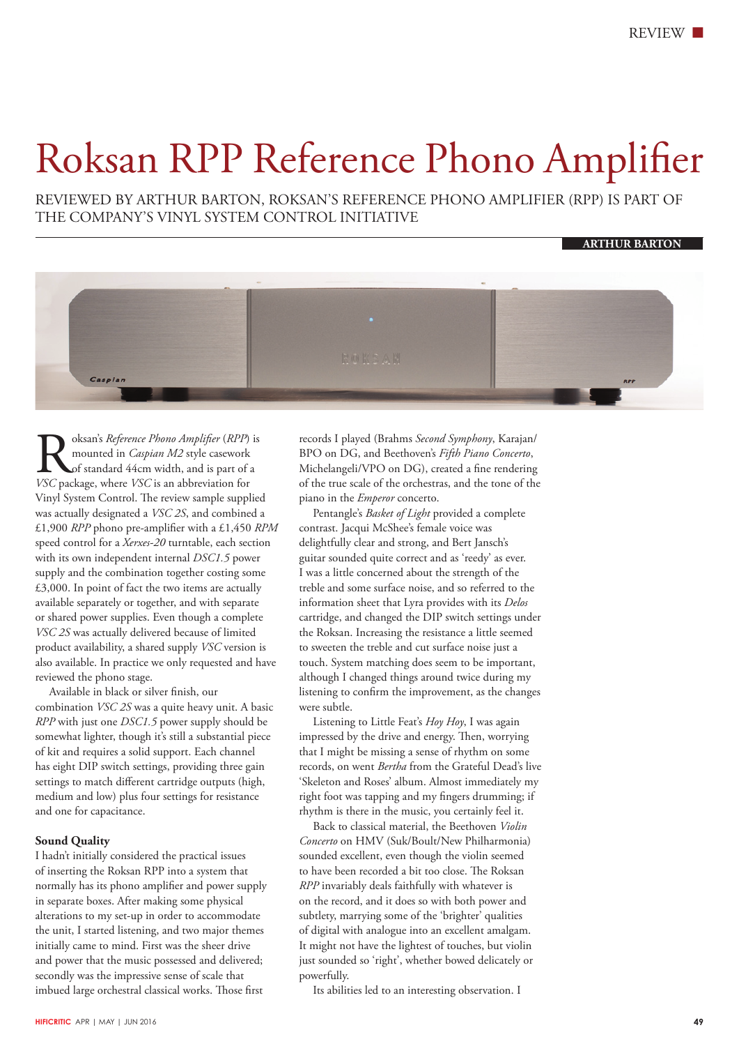# Roksan RPP Reference Phono Amplifier

REVIEWED BY ARTHUR BARTON, ROKSAN'S REFERENCE PHONO AMPLIFIER (RPP) IS PART OF THE COMPANY'S VINYL SYSTEM CONTROL INITIATIVE

**ARTHUR BARTON**

Roksan's *Reference Phono Amplifier* (*RPP*) is mounted in *Caspian M2* style casework of standard 44cm width, and is part of a *VSC* package, where *VSC* is an abbreviation for Vinyl System Control. The review sample supplied was actually designated a *VSC 2S*, and combined a £1,900 *RPP* phono pre-amplifier with a £1,450 *RPM* speed control for a *Xerxes-20* turntable, each section with its own independent internal *DSC1.5* power supply and the combination together costing some £3,000. In point of fact the two items are actually available separately or together, and with separate or shared power supplies. Even though a complete *VSC 2S* was actually delivered because of limited product availability, a shared supply *VSC* version is also available. In practice we only requested and have reviewed the phono stage.

Available in black or silver finish, our combination *VSC 2S* was a quite heavy unit. A basic *RPP* with just one *DSC1.5* power supply should be somewhat lighter, though it's still a substantial piece of kit and requires a solid support. Each channel has eight DIP switch settings, providing three gain settings to match different cartridge outputs (high, medium and low) plus four settings for resistance and one for capacitance.

### Sound Quality

I hadn't initially considered the practical issues of inserting the Roksan RPP into a system that normally has its phono amplifier and power supply in separate boxes. After making some physical alterations to my set-up in order to accommodate the unit, I started listening, and two major themes initially came to mind. First was the sheer drive and power that the music possessed and delivered; secondly was the impressive sense of scale that imbued large orchestral classical works. Those first records I played (Brahms *Second Symphony*, Karajan/BPO on DG, and Beethoven's *Fifth Piano Concerto*, Michelangeli/VPO on DG), created a fine rendering of the true scale of the orchestras, and the tone of the piano in the *Emperor* concerto.

Pentangle's *Basket of Light* provided a complete contrast. Jacqui McShee's female voice was delightfully clear and strong, and Bert Jansch's guitar sounded quite correct and as 'reedy' as ever. I was a little concerned about the strength of the treble and some surface noise, and so referred to the information sheet that Lyra provides with its *Delos* cartridge, and changed the DIP switch settings under the Roksan. Increasing the resistance a little seemed to sweeten the treble and cut surface noise just a touch. System matching does seem to be important, although I changed things around twice during my listening to confirm the improvement, as the changes were subtle.

Listening to Little Feat's *Hoy Hoy*, I was again impressed by the drive and energy. Then, worrying that I might be missing a sense of rhythm on some records, on went *Bertha* from the Grateful Dead's live 'Skeleton and Roses' album. Almost immediately my right foot was tapping and my fingers drumming; if rhythm is there in the music, you certainly feel it.

Back to classical material, the Beethoven *Violin Concerto* on HMV (Suk/Boult/New Philharmonia) sounded excellent, even though the violin seemed to have been recorded a bit too close. The Roksan *RPP* invariably deals faithfully with whatever is on the record, and it does so with both power and subtlety, marrying some of the 'brighter' qualities of digital with analogue into an excellent amalgam. It might not have the lightest of touches, but violin just sounded so 'right', whether bowed delicately or powerfully.

Its abilities led to an interesting observation. I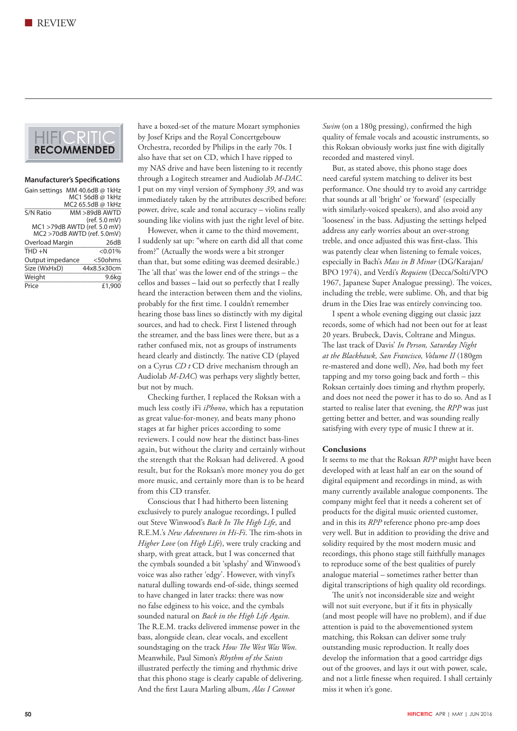HIFICRITIC RECOMMENDED

**Manufacturer's Specifications**

| | |
|---|---|
| Gain settings | MM 40.6dB @ 1kHz<br>MC1 56dB @ 1kHz<br>MC2 65.5dB @ 1kHz |
| S/N Ratio | MM >89dB AWTD (ref. 5.0 mV)<br>MC1 >79dB AWTD (ref. 5.0 mV)<br>MC2 >70dB AWTD (ref. 5.0mV) |
| Overload Margin | 26dB |
| THD +N | <0.01% |
| Output impedance | <50ohms |
| Size (WxHxD) | 44x8.5x30cm |
| Weight | 9.6kg |
| Price | £1,900 |

have a boxed-set of the mature Mozart symphonies by Josef Krips and the Royal Concertgebouw Orchestra, recorded by Philips in the early 70s. I also have that set on CD, which I have ripped to my NAS drive and have been listening to it recently through a Logitech streamer and Audiolab *M-DAC*. I put on my vinyl version of Symphony *39*, and was immediately taken by the attributes described before: power, drive, scale and tonal accuracy – violins really sounding like violins with just the right level of bite.

However, when it came to the third movement, I suddenly sat up: "where on earth did all that come from?" (Actually the words were a bit stronger than that, but some editing was deemed desirable.) The 'all that' was the lower end of the strings – the cellos and basses – laid out so perfectly that I really heard the interaction between them and the violins, probably for the first time. I couldn't remember hearing those bass lines so distinctly with my digital sources, and had to check. First I listened through the streamer, and the bass lines were there, but as a rather confused mix, not as groups of instruments heard clearly and distinctly. The native CD (played on a Cyrus *CD t* CD drive mechanism through an Audiolab *M-DAC*) was perhaps very slightly better, but not by much.

Checking further, I replaced the Roksan with a much less costly iFi *iPhono*, which has a reputation as great value-for-money, and beats many phono stages at far higher prices according to some reviewers. I could now hear the distinct bass-lines again, but without the clarity and certainly without the strength that the Roksan had delivered. A good result, but for the Roksan's more money you do get more music, and certainly more than is to be heard from this CD transfer.

Conscious that I had hitherto been listening exclusively to purely analogue recordings, I pulled out Steve Winwood's *Back In The High Life*, and R.E.M.'s *New Adventures in Hi-Fi*. The rim-shots in *Higher Love* (on *High Life*), were truly cracking and sharp, with great attack, but I was concerned that the cymbals sounded a bit 'splashy' and Winwood's voice was also rather 'edgy'. However, with vinyl's natural dulling towards end-of-side, things seemed to have changed in later tracks: there was now no false edginess to his voice, and the cymbals sounded natural on *Back in the High Life Again*. The R.E.M. tracks delivered immense power in the bass, alongside clean, clear vocals, and excellent soundstaging on the track *How The West Was Won*. Meanwhile, Paul Simon's *Rhythm of the Saints* illustrated perfectly the timing and rhythmic drive that this phono stage is clearly capable of delivering. And the first Laura Marling album, *Alas I Cannot Swim* (on a 180g pressing), confirmed the high quality of female vocals and acoustic instruments, so this Roksan obviously works just fine with digitally recorded and mastered vinyl.

But, as stated above, this phono stage does need careful system matching to deliver its best performance. One should try to avoid any cartridge that sounds at all 'bright' or 'forward' (especially with similarly-voiced speakers), and also avoid any 'looseness' in the bass. Adjusting the settings helped address any early worries about an over-strong treble, and once adjusted this was first-class. This was patently clear when listening to female voices, especially in Bach's *Mass in B Minor* (DG/Karajan/BPO 1974), and Verdi's *Requiem* (Decca/Solti/VPO 1967, Japanese Super Analogue pressing). The voices, including the treble, were sublime. Oh, and that big drum in the Dies Irae was entirely convincing too.

I spent a whole evening digging out classic jazz records, some of which had not been out for at least 20 years. Brubeck, Davis, Coltrane and Mingus. The last track of Davis' *In Person, Saturday Night at the Blackhawk, San Francisco, Volume II* (180gm re-mastered and done well), *Neo*, had both my feet tapping and my torso going back and forth – this Roksan certainly does timing and rhythm properly, and does not need the power it has to do so. And as I started to realise later that evening, the *RPP* was just getting better and better, and was sounding really satisfying with every type of music I threw at it.

## Conclusions

It seems to me that the Roksan *RPP* might have been developed with at least half an ear on the sound of digital equipment and recordings in mind, as with many currently available analogue components. The company might feel that it needs a coherent set of products for the digital music oriented customer, and in this its *RPP* reference phono pre-amp does very well. But in addition to providing the drive and solidity required by the most modern music and recordings, this phono stage still faithfully manages to reproduce some of the best qualities of purely analogue material – sometimes rather better than digital transcriptions of high quality old recordings.

The unit's not inconsiderable size and weight will not suit everyone, but if it fits in physically (and most people will have no problem), and if due attention is paid to the abovementioned system matching, this Roksan can deliver some truly outstanding music reproduction. It really does develop the information that a good cartridge digs out of the grooves, and lays it out with power, scale, and not a little finesse when required. I shall certainly miss it when it's gone.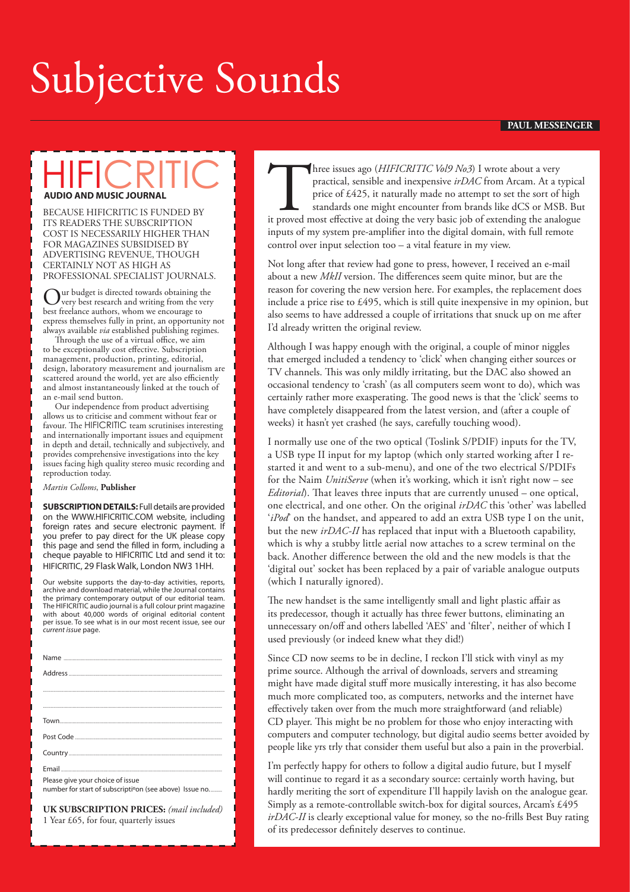# Subjective Sounds

**PAUL MESSENGER**

Three issues ago (*HIFICRITIC Vol9 No3*) I wrote about a very practical, sensible and inexpensive *irDAC* from Arcam. At a typical price of £425, it naturally made no attempt to set the sort of high standards one might encounter from brands like dCS or MSB. But it proved most effective at doing the very basic job of extending the analogue inputs of my system pre-amplifier into the digital domain, with full remote control over input selection too – a vital feature in my view.

Not long after that review had gone to press, however, I received an e-mail about a new *MkII* version. The differences seem quite minor, but are the reason for covering the new version here. For examples, the replacement does include a price rise to £495, which is still quite inexpensive in my opinion, but also seems to have addressed a couple of irritations that snuck up on me after I'd already written the original review.

Although I was happy enough with the original, a couple of minor niggles that emerged included a tendency to 'click' when changing either sources or TV channels. This was only mildly irritating, but the DAC also showed an occasional tendency to 'crash' (as all computers seem wont to do), which was certainly rather more exasperating. The good news is that the 'click' seems to have completely disappeared from the latest version, and (after a couple of weeks) it hasn't yet crashed (he says, carefully touching wood).

I normally use one of the two optical (Toslink S/PDIF) inputs for the TV, a USB type II input for my laptop (which only started working after I re-started it and went to a sub-menu), and one of the two electrical S/PDIFs for the Naim *UnitiServe* (when it's working, which it isn't right now – see *Editorial*). That leaves three inputs that are currently unused – one optical, one electrical, and one other. On the original *irDAC* this 'other' was labelled '*iPod*' on the handset, and appeared to add an extra USB type I on the unit, but the new *irDAC-II* has replaced that input with a Bluetooth capability, which is why a stubby little aerial now attaches to a screw terminal on the back. Another difference between the old and the new models is that the 'digital out' socket has been replaced by a pair of variable analogue outputs (which I naturally ignored).

The new handset is the same intelligently small and light plastic affair as its predecessor, though it actually has three fewer buttons, eliminating an unnecessary on/off and others labelled 'AES' and 'filter', neither of which I used previously (or indeed knew what they did!)

Since CD now seems to be in decline, I reckon I'll stick with vinyl as my prime source. Although the arrival of downloads, servers and streaming might have made digital stuff more musically interesting, it has also become much more complicated too, as computers, networks and the internet have effectively taken over from the much more straightforward (and reliable) CD player. This might be no problem for those who enjoy interacting with computers and computer technology, but digital audio seems better avoided by people like yrs trly that consider them useful but also a pain in the proverbial.

I'm perfectly happy for others to follow a digital audio future, but I myself will continue to regard it as a secondary source: certainly worth having, but hardly meriting the sort of expenditure I'll happily lavish on the analogue gear. Simply as a remote-controllable switch-box for digital sources, Arcam's £495 *irDAC-II* is clearly exceptional value for money, so the no-frills Best Buy rating of its predecessor definitely deserves to continue.

---

## HIFICRITIC
**AUDIO AND MUSIC JOURNAL**

BECAUSE HIFICRITIC IS FUNDED BY ITS READERS THE SUBSCRIPTION COST IS NECESSARILY HIGHER THAN FOR MAGAZINES SUBSIDISED BY ADVERTISING REVENUE, THOUGH CERTAINLY NOT AS HIGH AS PROFESSIONAL SPECIALIST JOURNALS.

Our budget is directed towards obtaining the very best research and writing from the very best freelance authors, whom we encourage to express themselves fully in print, an opportunity not always available *via* established publishing regimes.

Through the use of a virtual office, we aim to be exceptionally cost effective. Subscription management, production, printing, editorial, design, laboratory measurement and journalism are scattered around the world, yet are also efficiently and almost instantaneously linked at the touch of an e-mail send button.

Our independence from product advertising allows us to criticise and comment without fear or favour. The HIFICRITIC team scrutinises interesting and internationally important issues and equipment in depth and detail, technically and subjectively, and provides comprehensive investigations into the key issues facing high quality stereo music recording and reproduction today.

*Martin Colloms*, **Publisher**

**SUBSCRIPTION DETAILS:** Full details are provided on the WWW.HIFICRITIC.COM website, including foreign rates and secure electronic payment. If you prefer to pay direct for the UK please copy this page and send the filled in form, including a cheque payable to HIFICRITIC Ltd and send it to: HIFICRITIC, 29 Flask Walk, London NW3 1HH.

Our website supports the day-to-day activities, reports, archive and download material, while the Journal contains the primary contemporary output of our editorial team. The HIFICRITIC audio journal is a full colour print magazine with about 40,000 words of original editorial content per issue. To see what is in our most recent issue, see our *current issue* page.

Name ...........

Address ...........

Town...........

Post Code ...........

Country...........

Email ...........

Please give your choice of issue number for start of subscription (see above) Issue no...........

**UK SUBSCRIPTION PRICES:** *(mail included)*
1 Year £65, for four, quarterly issues